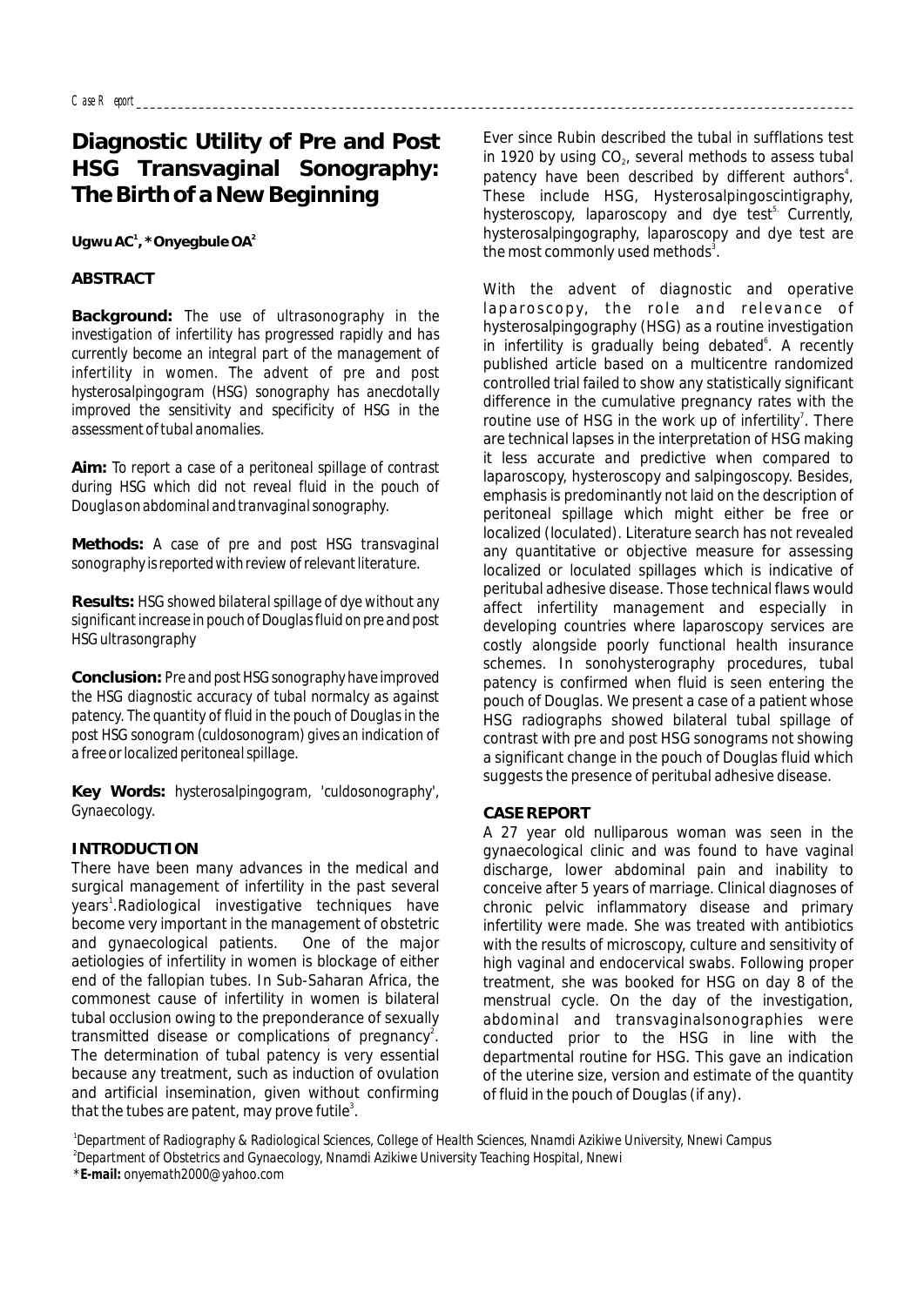# Diagnostic Utility of Pre and Post HSG Transvaginal Sonography: The Birth of a New Beginning

**Ugwu AC[1], *Onyegbule OA[2]**

## ABSTRACT

**Background:** The use of ultrasonography in the investigation of infertility has progressed rapidly and has currently become an integral part of the management of infertility in women. The advent of pre and post hysterosalpingogram (HSG) sonography has anecdotally improved the sensitivity and specificity of HSG in the assessment of tubal anomalies.

**Aim:** To report a case of a peritoneal spillage of contrast during HSG which did not reveal fluid in the pouch of Douglas on abdominal and tranvaginal sonography.

**Methods:** A case of pre and post HSG transvaginal sonography is reported with review of relevant literature.

**Results:** HSG showed bilateral spillage of dye without any significant increase in pouch of Douglas fluid on pre and post HSG ultrasongraphy

**Conclusion:** Pre and post HSG sonography have improved the HSG diagnostic accuracy of tubal normalcy as against patency. The quantity of fluid in the pouch of Douglas in the post HSG sonogram (culdosonogram) gives an indication of a free or localized peritoneal spillage.

**Key Words:** hysterosalpingogram, 'culdosonography', Gynaecology.

## INTRODUCTION

There have been many advances in the medical and surgical management of infertility in the past several years[1].Radiological investigative techniques have become very important in the management of obstetric and gynaecological patients. One of the major aetiologies of infertility in women is blockage of either end of the fallopian tubes. In Sub-Saharan Africa, the commonest cause of infertility in women is bilateral tubal occlusion owing to the preponderance of sexually transmitted disease or complications of pregnancy[2]. The determination of tubal patency is very essential because any treatment, such as induction of ovulation and artificial insemination, given without confirming that the tubes are patent, may prove futile[3].

Ever since Rubin described the tubal in sufflations test in 1920 by using $CO_2$, several methods to assess tubal patency have been described by different authors[4]. These include HSG, Hysterosalpingoscintigraphy, hysteroscopy, laparoscopy and dye test[5]. Currently, hysterosalpingography, laparoscopy and dye test are the most commonly used methods[3].

With the advent of diagnostic and operative laparoscopy, the role and relevance of hysterosalpingography (HSG) as a routine investigation in infertility is gradually being debated[6]. A recently published article based on a multicentre randomized controlled trial failed to show any statistically significant difference in the cumulative pregnancy rates with the routine use of HSG in the work up of infertility[7]. There are technical lapses in the interpretation of HSG making it less accurate and predictive when compared to laparoscopy, hysteroscopy and salpingoscopy. Besides, emphasis is predominantly not laid on the description of peritoneal spillage which might either be free or localized (loculated). Literature search has not revealed any quantitative or objective measure for assessing localized or loculated spillages which is indicative of peritubal adhesive disease. Those technical flaws would affect infertility management and especially in developing countries where laparoscopy services are costly alongside poorly functional health insurance schemes. In sonohysterography procedures, tubal patency is confirmed when fluid is seen entering the pouch of Douglas. We present a case of a patient whose HSG radiographs showed bilateral tubal spillage of contrast with pre and post HSG sonograms not showing a significant change in the pouch of Douglas fluid which suggests the presence of peritubal adhesive disease.

## CASE REPORT

A 27 year old nulliparous woman was seen in the gynaecological clinic and was found to have vaginal discharge, lower abdominal pain and inability to conceive after 5 years of marriage. Clinical diagnoses of chronic pelvic inflammatory disease and primary infertility were made. She was treated with antibiotics with the results of microscopy, culture and sensitivity of high vaginal and endocervical swabs. Following proper treatment, she was booked for HSG on day 8 of the menstrual cycle. On the day of the investigation, abdominal and transvaginalsonographies were conducted prior to the HSG in line with the departmental routine for HSG. This gave an indication of the uterine size, version and estimate of the quantity of fluid in the pouch of Douglas (if any).

[1]Department of Radiography & Radiological Sciences, College of Health Sciences, Nnamdi Azikiwe University, Nnewi Campus
[2]Department of Obstetrics and Gynaecology, Nnamdi Azikiwe University Teaching Hospital, Nnewi
***E-mail:** onyemath2000@yahoo.com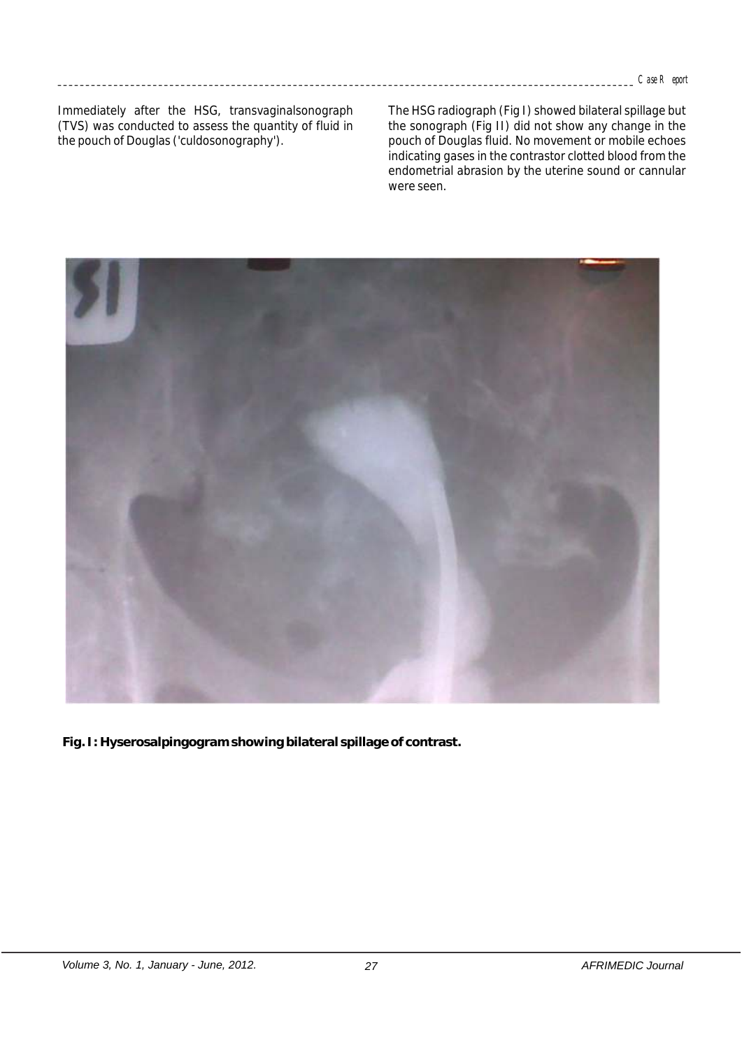Immediately after the HSG, transvaginalsonograph (TVS) was conducted to assess the quantity of fluid in the pouch of Douglas ('culdosonography').

The HSG radiograph (Fig I) showed bilateral spillage but the sonograph (Fig II) did not show any change in the pouch of Douglas fluid. No movement or mobile echoes indicating gases in the contrastor clotted blood from the endometrial abrasion by the uterine sound or cannular were seen.

**Fig. I : Hyserosalpingogram showing bilateral spillage of contrast.**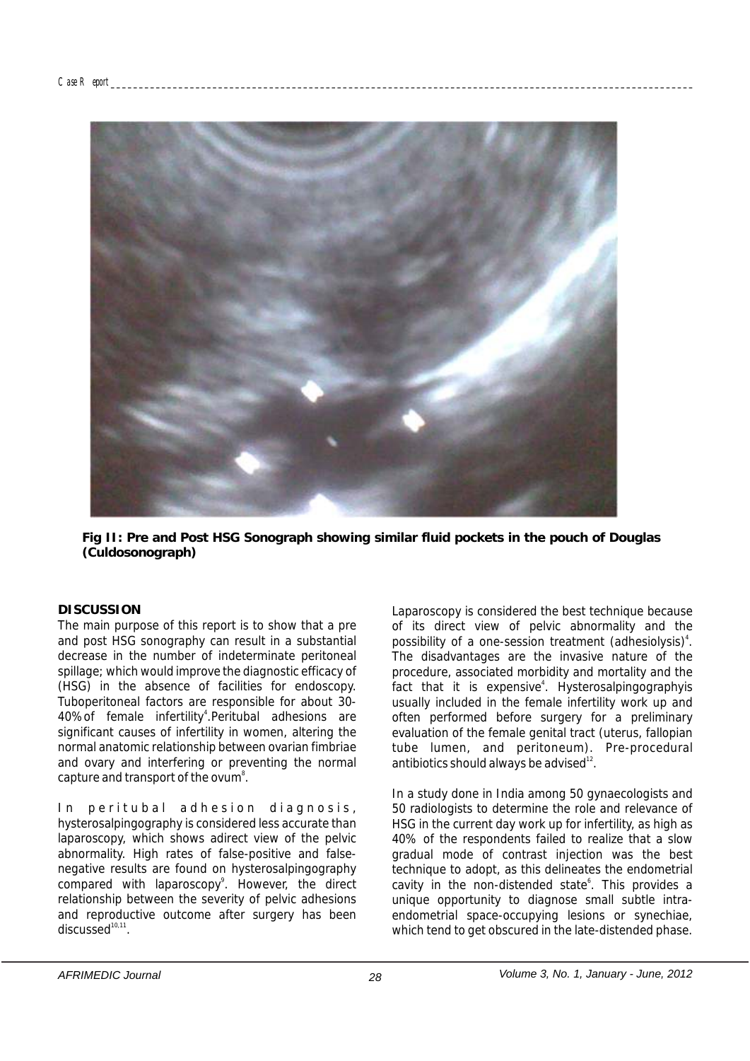**Fig II: Pre and Post HSG Sonograph showing similar fluid pockets in the pouch of Douglas (Culdosonograph)**

## DISCUSSION

The main purpose of this report is to show that a pre and post HSG sonography can result in a substantial decrease in the number of indeterminate peritoneal spillage; which would improve the diagnostic efficacy of (HSG) in the absence of facilities for endoscopy. Tuboperitoneal factors are responsible for about 30-40% of female infertility[4].Peritubal adhesions are significant causes of infertility in women, altering the normal anatomic relationship between ovarian fimbriae and ovary and interfering or preventing the normal capture and transport of the ovum[8].

In peritubal adhesion diagnosis, hysterosalpingography is considered less accurate than laparoscopy, which shows adirect view of the pelvic abnormality. High rates of false-positive and false-negative results are found on hysterosalpingography compared with laparoscopy[9]. However, the direct relationship between the severity of pelvic adhesions and reproductive outcome after surgery has been discussed[10,11].

Laparoscopy is considered the best technique because of its direct view of pelvic abnormality and the possibility of a one-session treatment (adhesiolysis)[4]. The disadvantages are the invasive nature of the procedure, associated morbidity and mortality and the fact that it is expensive[4]. Hysterosalpingographyis usually included in the female infertility work up and often performed before surgery for a preliminary evaluation of the female genital tract (uterus, fallopian tube lumen, and peritoneum). Pre-procedural antibiotics should always be advised[12].

In a study done in India among 50 gynaecologists and 50 radiologists to determine the role and relevance of HSG in the current day work up for infertility, as high as 40% of the respondents failed to realize that a slow gradual mode of contrast injection was the best technique to adopt, as this delineates the endometrial cavity in the non-distended state[6]. This provides a unique opportunity to diagnose small subtle intra-endometrial space-occupying lesions or synechiae, which tend to get obscured in the late-distended phase.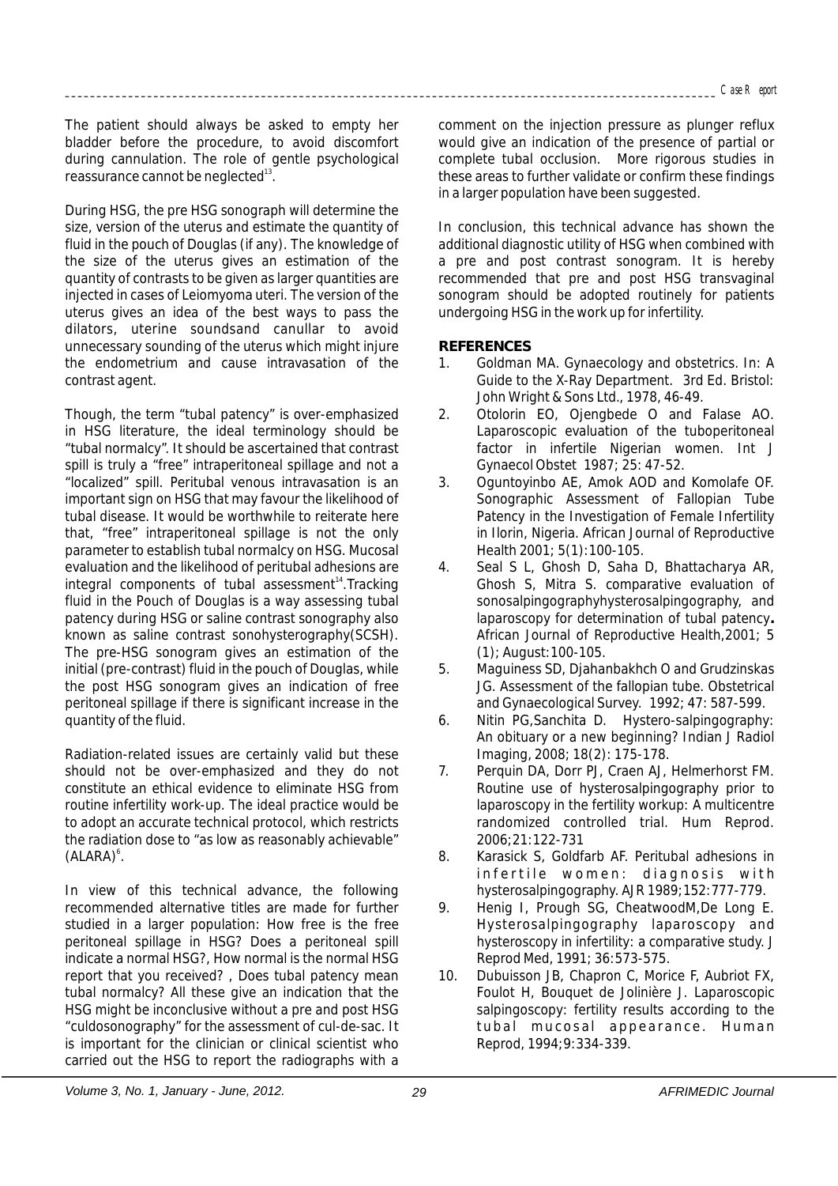The patient should always be asked to empty her bladder before the procedure, to avoid discomfort during cannulation. The role of gentle psychological reassurance cannot be neglected[13].

During HSG, the pre HSG sonograph will determine the size, version of the uterus and estimate the quantity of fluid in the pouch of Douglas (if any). The knowledge of the size of the uterus gives an estimation of the quantity of contrasts to be given as larger quantities are injected in cases of Leiomyoma uteri. The version of the uterus gives an idea of the best ways to pass the dilators, uterine soundsand canullar to avoid unnecessary sounding of the uterus which might injure the endometrium and cause intravasation of the contrast agent.

Though, the term "tubal patency" is over-emphasized in HSG literature, the ideal terminology should be "tubal normalcy". It should be ascertained that contrast spill is truly a "free" intraperitoneal spillage and not a "localized" spill. Peritubal venous intravasation is an important sign on HSG that may favour the likelihood of tubal disease. It would be worthwhile to reiterate here that, "free" intraperitoneal spillage is not the only parameter to establish tubal normalcy on HSG. Mucosal evaluation and the likelihood of peritubal adhesions are integral components of tubal assessment[14].Tracking fluid in the Pouch of Douglas is a way assessing tubal patency during HSG or saline contrast sonography also known as saline contrast sonohysterography(SCSH). The pre-HSG sonogram gives an estimation of the initial (pre-contrast) fluid in the pouch of Douglas, while the post HSG sonogram gives an indication of free peritoneal spillage if there is significant increase in the quantity of the fluid.

Radiation-related issues are certainly valid but these should not be over-emphasized and they do not constitute an ethical evidence to eliminate HSG from routine infertility work-up. The ideal practice would be to adopt an accurate technical protocol, which restricts the radiation dose to "as low as reasonably achievable" (ALARA)[6].

In view of this technical advance, the following recommended alternative titles are made for further studied in a larger population: How free is the free peritoneal spillage in HSG? Does a peritoneal spill indicate a normal HSG?, How normal is the normal HSG report that you received? , Does tubal patency mean tubal normalcy? All these give an indication that the HSG might be inconclusive without a pre and post HSG "culdosonography" for the assessment of cul-de-sac. It is important for the clinician or clinical scientist who carried out the HSG to report the radiographs with a comment on the injection pressure as plunger reflux would give an indication of the presence of partial or complete tubal occlusion. More rigorous studies in these areas to further validate or confirm these findings in a larger population have been suggested.

In conclusion, this technical advance has shown the additional diagnostic utility of HSG when combined with a pre and post contrast sonogram. It is hereby recommended that pre and post HSG transvaginal sonogram should be adopted routinely for patients undergoing HSG in the work up for infertility.

## REFERENCES

1. Goldman MA. Gynaecology and obstetrics. In: A Guide to the X-Ray Department. 3rd Ed. Bristol: John Wright & Sons Ltd., 1978, 46-49.
2. Otolorin EO, Ojengbede O and Falase AO. Laparoscopic evaluation of the tuboperitoneal factor in infertile Nigerian women. Int J Gynaecol Obstet 1987; 25: 47-52.
3. Oguntoyinbo AE, Amok AOD and Komolafe OF. Sonographic Assessment of Fallopian Tube Patency in the Investigation of Female Infertility in Ilorin, Nigeria. African Journal of Reproductive Health 2001; 5(1):100-105.
4. Seal S L, Ghosh D, Saha D, Bhattacharya AR, Ghosh S, Mitra S. comparative evaluation of sonosalpingographyhysterosalpingography, and laparoscopy for determination of tubal patency**.** African Journal of Reproductive Health,2001; 5 (1); August:100-105.
5. Maguiness SD, Djahanbakhch O and Grudzinskas JG. Assessment of the fallopian tube. Obstetrical and Gynaecological Survey. 1992; 47: 587-599.
6. Nitin PG,Sanchita D. Hystero-salpingography: An obituary or a new beginning? Indian J Radiol Imaging, 2008; 18(2): 175-178.
7. Perquin DA, Dorr PJ, Craen AJ, Helmerhorst FM. Routine use of hysterosalpingography prior to laparoscopy in the fertility workup: A multicentre randomized controlled trial. Hum Reprod. 2006;21:122-731
8. Karasick S, Goldfarb AF. Peritubal adhesions in infertile women: diagnosis with hysterosalpingography. AJR 1989;152:777-779.
9. Henig I, Prough SG, CheatwoodM,De Long E. Hysterosalpingography laparoscopy and hysteroscopy in infertility: a comparative study. J Reprod Med, 1991; 36:573-575.
10. Dubuisson JB, Chapron C, Morice F, Aubriot FX, Foulot H, Bouquet de Jolinière J. Laparoscopic salpingoscopy: fertility results according to the tubal mucosal appearance. Human Reprod, 1994;9:334-339.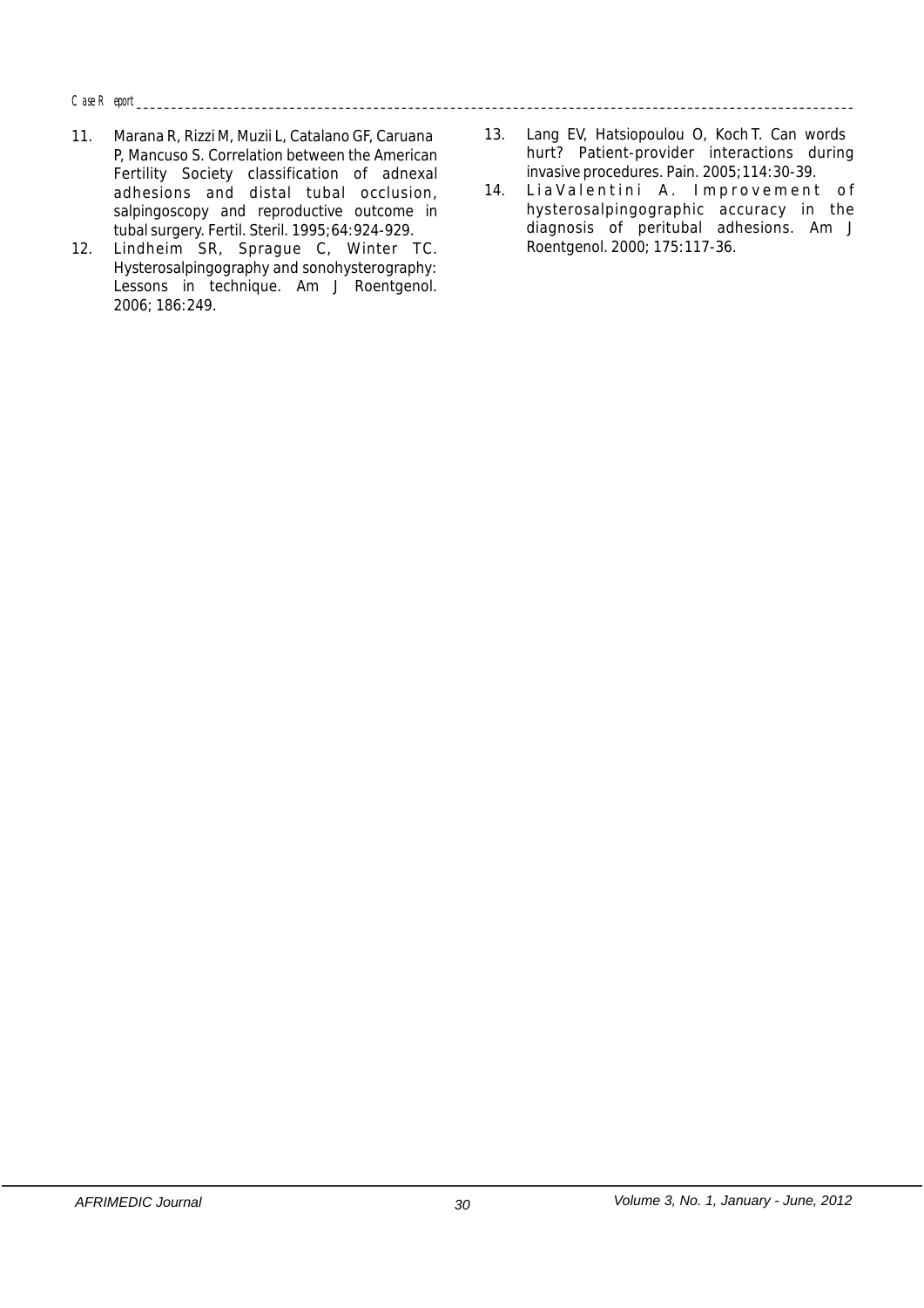11. Marana R, Rizzi M, Muzii L, Catalano GF, Caruana P, Mancuso S. Correlation between the American Fertility Society classification of adnexal adhesions and distal tubal occlusion, salpingoscopy and reproductive outcome in tubal surgery. Fertil. Steril. 1995;64:924-929.
12. Lindheim SR, Sprague C, Winter TC. Hysterosalpingography and sonohysterography: Lessons in technique. Am J Roentgenol. 2006; 186:249.
13. Lang EV, Hatsiopoulou O, Koch T. Can words hurt? Patient-provider interactions during invasive procedures. Pain. 2005;114:30-39.
14. LiaValentini A. Improvement of hysterosalpingographic accuracy in the diagnosis of peritubal adhesions. Am J Roentgenol. 2000; 175:117-36.